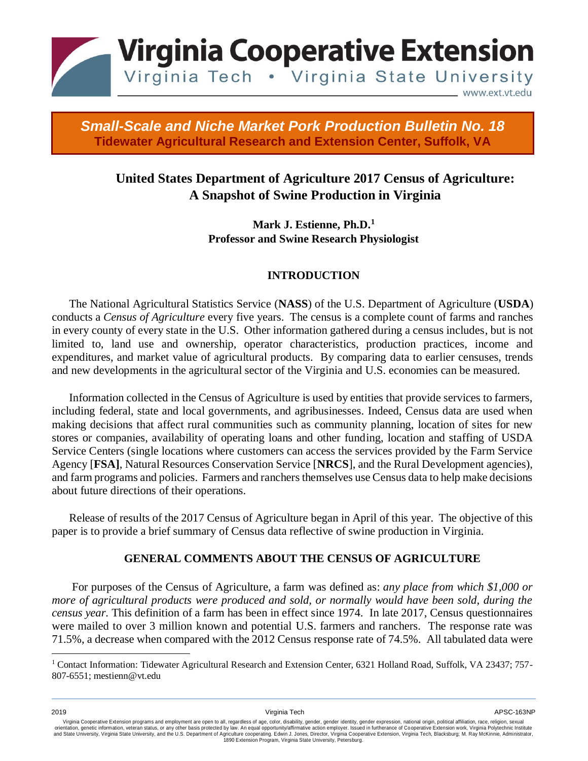# Virginia Cooperative Extension

Virginia Tech • Virginia State University

www.ext.vt.edu

***Small-Scale and Niche Market Pork Production Bulletin No. 18***
**Tidewater Agricultural Research and Extension Center, Suffolk, VA**

## United States Department of Agriculture 2017 Census of Agriculture: A Snapshot of Swine Production in Virginia

**Mark J. Estienne, Ph.D.[1]**
**Professor and Swine Research Physiologist**

### INTRODUCTION

The National Agricultural Statistics Service (**NASS**) of the U.S. Department of Agriculture (**USDA**) conducts a *Census of Agriculture* every five years. The census is a complete count of farms and ranches in every county of every state in the U.S. Other information gathered during a census includes, but is not limited to, land use and ownership, operator characteristics, production practices, income and expenditures, and market value of agricultural products. By comparing data to earlier censuses, trends and new developments in the agricultural sector of the Virginia and U.S. economies can be measured.

Information collected in the Census of Agriculture is used by entities that provide services to farmers, including federal, state and local governments, and agribusinesses. Indeed, Census data are used when making decisions that affect rural communities such as community planning, location of sites for new stores or companies, availability of operating loans and other funding, location and staffing of USDA Service Centers (single locations where customers can access the services provided by the Farm Service Agency [**FSA]**, Natural Resources Conservation Service [**NRCS**], and the Rural Development agencies), and farm programs and policies. Farmers and ranchers themselves use Census data to help make decisions about future directions of their operations.

Release of results of the 2017 Census of Agriculture began in April of this year. The objective of this paper is to provide a brief summary of Census data reflective of swine production in Virginia.

### GENERAL COMMENTS ABOUT THE CENSUS OF AGRICULTURE

For purposes of the Census of Agriculture, a farm was defined as: *any place from which $1,000 or more of agricultural products were produced and sold, or normally would have been sold, during the census year*. This definition of a farm has been in effect since 1974. In late 2017, Census questionnaires were mailed to over 3 million known and potential U.S. farmers and ranchers. The response rate was 71.5%, a decrease when compared with the 2012 Census response rate of 74.5%. All tabulated data were

[1] Contact Information: Tidewater Agricultural Research and Extension Center, 6321 Holland Road, Suffolk, VA 23437; 757-807-6551; mestienn@vt.edu

2019 Virginia Tech APSC-163NP

Virginia Cooperative Extension programs and employment are open to all, regardless of age, color, disability, gender, gender identity, gender expression, national origin, political affiliation, race, religion, sexual orientation, genetic information, veteran status, or any other basis protected by law. An equal opportunity/affirmative action employer. Issued in furtherance of Cooperative Extension work, Virginia Polytechnic Institute and State University, Virginia State University, and the U.S. Department of Agriculture cooperating. Edwin J. Jones, Director, Virginia Cooperative Extension, Virginia Tech, Blacksburg; M. Ray McKinnie, Administrator, 1890 Extension Program, Virginia State University, Petersburg.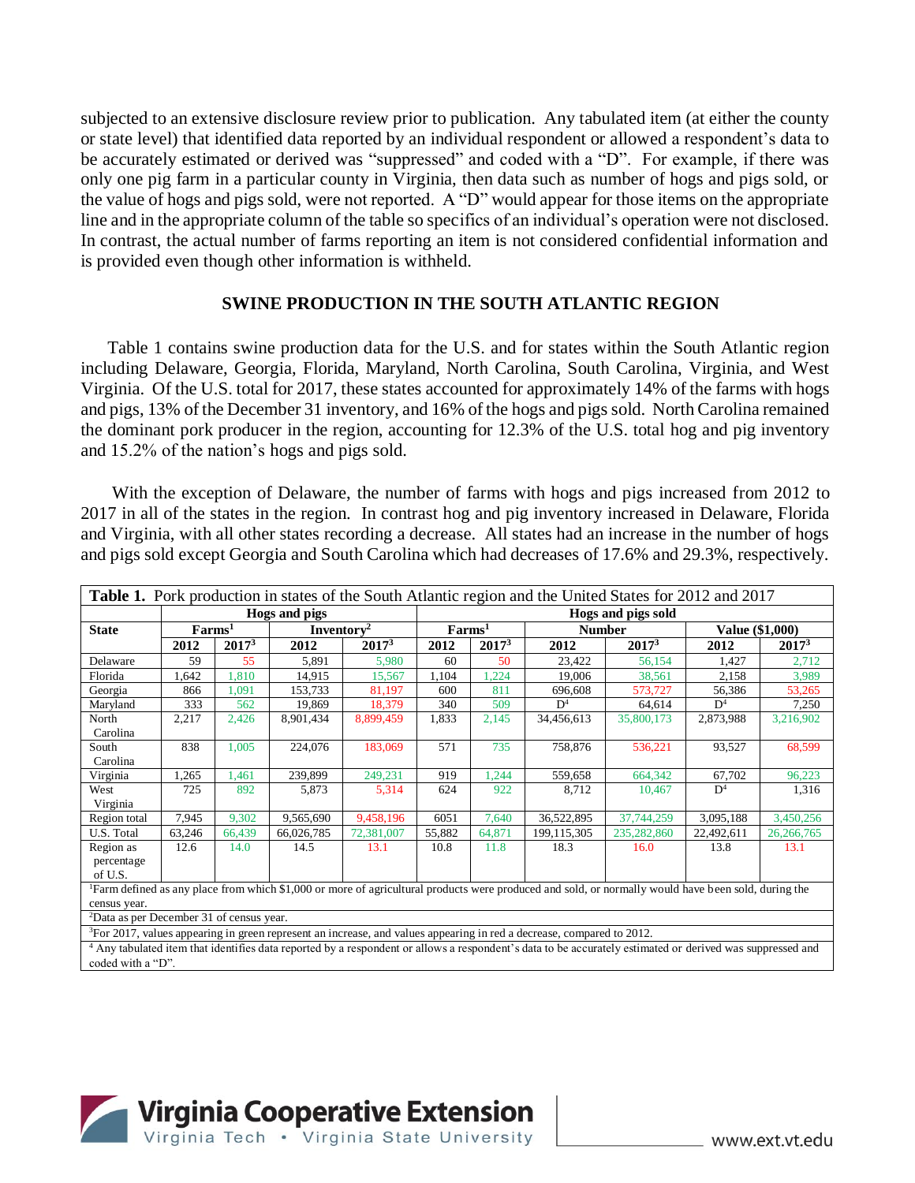subjected to an extensive disclosure review prior to publication. Any tabulated item (at either the county or state level) that identified data reported by an individual respondent or allowed a respondent's data to be accurately estimated or derived was "suppressed" and coded with a "D". For example, if there was only one pig farm in a particular county in Virginia, then data such as number of hogs and pigs sold, or the value of hogs and pigs sold, were not reported. A "D" would appear for those items on the appropriate line and in the appropriate column of the table so specifics of an individual's operation were not disclosed. In contrast, the actual number of farms reporting an item is not considered confidential information and is provided even though other information is withheld.

## SWINE PRODUCTION IN THE SOUTH ATLANTIC REGION

Table 1 contains swine production data for the U.S. and for states within the South Atlantic region including Delaware, Georgia, Florida, Maryland, North Carolina, South Carolina, Virginia, and West Virginia. Of the U.S. total for 2017, these states accounted for approximately 14% of the farms with hogs and pigs, 13% of the December 31 inventory, and 16% of the hogs and pigs sold. North Carolina remained the dominant pork producer in the region, accounting for 12.3% of the U.S. total hog and pig inventory and 15.2% of the nation's hogs and pigs sold.

With the exception of Delaware, the number of farms with hogs and pigs increased from 2012 to 2017 in all of the states in the region. In contrast hog and pig inventory increased in Delaware, Florida and Virginia, with all other states recording a decrease. All states had an increase in the number of hogs and pigs sold except Georgia and South Carolina which had decreases of 17.6% and 29.3%, respectively.

**Table 1.** Pork production in states of the South Atlantic region and the United States for 2012 and 2017

| State | Hogs and pigs | | | | Hogs and pigs sold | | | | | |
|---|---|---|---|---|---|---|---|---|---|---|
| | Farms[1] | | Inventory[2] | | Farms[1] | | Number | | Value ($1,000) | |
| | 2012 | 2017[3] | 2012 | 2017[3] | 2012 | 2017[3] | 2012 | 2017[3] | 2012 | 2017[3] |
| Delaware | 59 | 55 | 5,891 | 5,980 | 60 | 50 | 23,422 | 56,154 | 1,427 | 2,712 |
| Florida | 1,642 | 1,810 | 14,915 | 15,567 | 1,104 | 1,224 | 19,006 | 38,561 | 2,158 | 3,989 |
| Georgia | 866 | 1,091 | 153,733 | 81,197 | 600 | 811 | 696,608 | 573,727 | 56,386 | 53,265 |
| Maryland | 333 | 562 | 19,869 | 18,379 | 340 | 509 | D[4] | 64,614 | D[4] | 7,250 |
| North Carolina | 2,217 | 2,426 | 8,901,434 | 8,899,459 | 1,833 | 2,145 | 34,456,613 | 35,800,173 | 2,873,988 | 3,216,902 |
| South Carolina | 838 | 1,005 | 224,076 | 183,069 | 571 | 735 | 758,876 | 536,221 | 93,527 | 68,599 |
| Virginia | 1,265 | 1,461 | 239,899 | 249,231 | 919 | 1,244 | 559,658 | 664,342 | 67,702 | 96,223 |
| West Virginia | 725 | 892 | 5,873 | 5,314 | 624 | 922 | 8,712 | 10,467 | D[4] | 1,316 |
| Region total | 7,945 | 9,302 | 9,565,690 | 9,458,196 | 6051 | 7,640 | 36,522,895 | 37,744,259 | 3,095,188 | 3,450,256 |
| U.S. Total | 63,246 | 66,439 | 66,026,785 | 72,381,007 | 55,882 | 64,871 | 199,115,305 | 235,282,860 | 22,492,611 | 26,266,765 |
| Region as percentage of U.S. | 12.6 | 14.0 | 14.5 | 13.1 | 10.8 | 11.8 | 18.3 | 16.0 | 13.8 | 13.1 |

[1]Farm defined as any place from which $1,000 or more of agricultural products were produced and sold, or normally would have been sold, during the census year.

[2]Data as per December 31 of census year.

[3]For 2017, values appearing in green represent an increase, and values appearing in red a decrease, compared to 2012.

[4] Any tabulated item that identifies data reported by a respondent or allows a respondent's data to be accurately estimated or derived was suppressed and coded with a "D".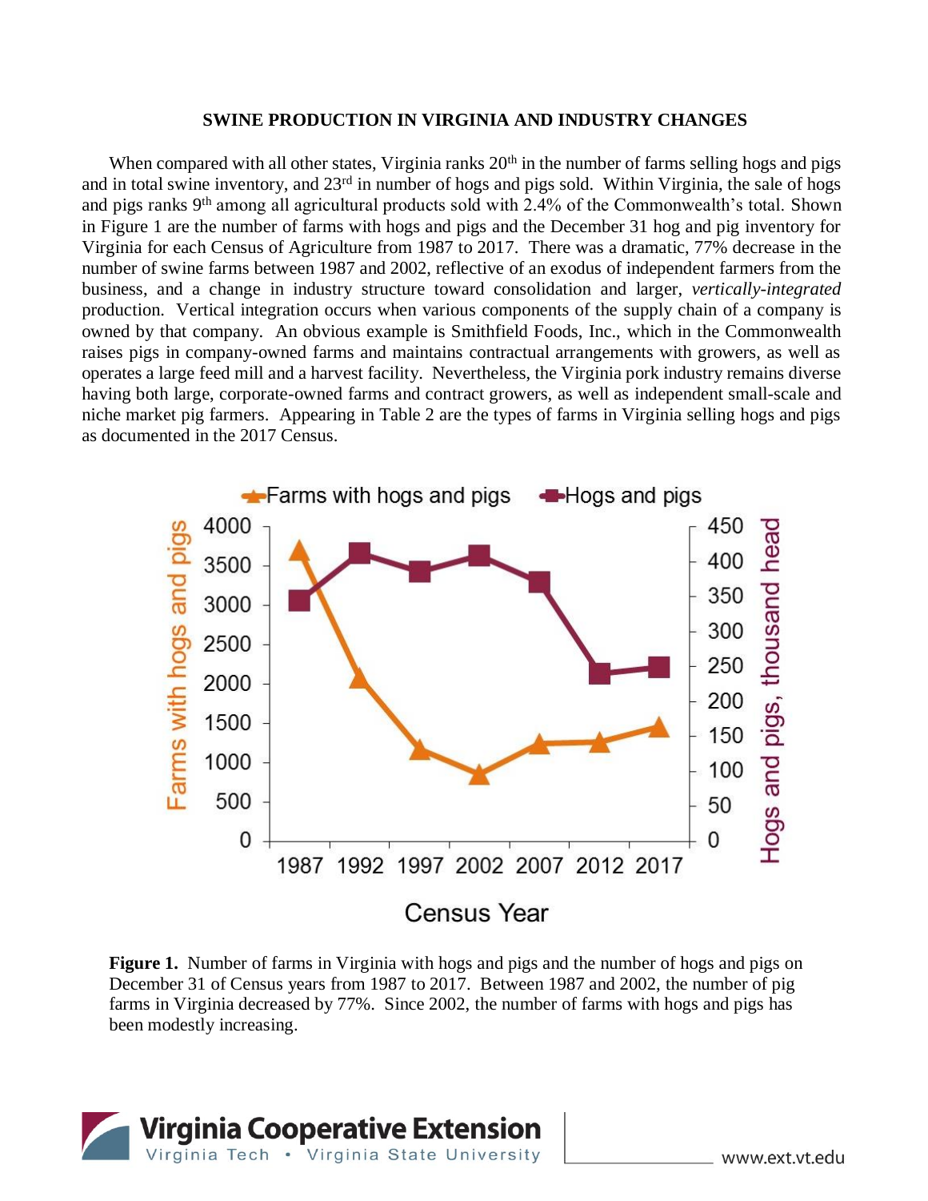### SWINE PRODUCTION IN VIRGINIA AND INDUSTRY CHANGES

When compared with all other states, Virginia ranks 20th in the number of farms selling hogs and pigs and in total swine inventory, and 23rd in number of hogs and pigs sold. Within Virginia, the sale of hogs and pigs ranks 9th among all agricultural products sold with 2.4% of the Commonwealth's total. Shown in Figure 1 are the number of farms with hogs and pigs and the December 31 hog and pig inventory for Virginia for each Census of Agriculture from 1987 to 2017. There was a dramatic, 77% decrease in the number of swine farms between 1987 and 2002, reflective of an exodus of independent farmers from the business, and a change in industry structure toward consolidation and larger, *vertically-integrated* production. Vertical integration occurs when various components of the supply chain of a company is owned by that company. An obvious example is Smithfield Foods, Inc., which in the Commonwealth raises pigs in company-owned farms and maintains contractual arrangements with growers, as well as operates a large feed mill and a harvest facility. Nevertheless, the Virginia pork industry remains diverse having both large, corporate-owned farms and contract growers, as well as independent small-scale and niche market pig farmers. Appearing in Table 2 are the types of farms in Virginia selling hogs and pigs as documented in the 2017 Census.

**Figure 1.** Number of farms in Virginia with hogs and pigs and the number of hogs and pigs on December 31 of Census years from 1987 to 2017. Between 1987 and 2002, the number of pig farms in Virginia decreased by 77%. Since 2002, the number of farms with hogs and pigs has been modestly increasing.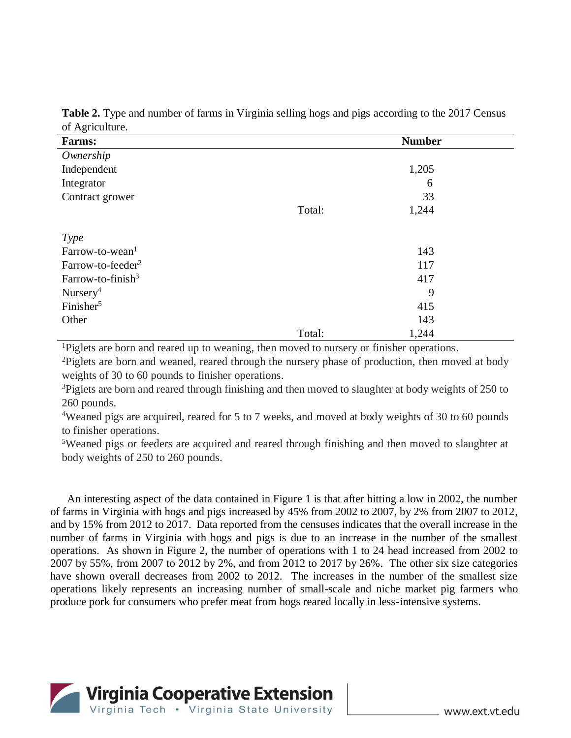**Table 2.** Type and number of farms in Virginia selling hogs and pigs according to the 2017 Census of Agriculture.

| Farms: | | Number |
|---|---|---|
| *Ownership* | | |
| Independent | | 1,205 |
| Integrator | | 6 |
| Contract grower | | 33 |
| | Total: | 1,244 |
| | | |
| *Type* | | |
| Farrow-to-wean[1] | | 143 |
| Farrow-to-feeder[2] | | 117 |
| Farrow-to-finish[3] | | 417 |
| Nursery[4] | | 9 |
| Finisher[5] | | 415 |
| Other | | 143 |
| | Total: | 1,244 |

[1]Piglets are born and reared up to weaning, then moved to nursery or finisher operations.
[2]Piglets are born and weaned, reared through the nursery phase of production, then moved at body weights of 30 to 60 pounds to finisher operations.
[3]Piglets are born and reared through finishing and then moved to slaughter at body weights of 250 to 260 pounds.
[4]Weaned pigs are acquired, reared for 5 to 7 weeks, and moved at body weights of 30 to 60 pounds to finisher operations.
[5]Weaned pigs or feeders are acquired and reared through finishing and then moved to slaughter at body weights of 250 to 260 pounds.

An interesting aspect of the data contained in Figure 1 is that after hitting a low in 2002, the number of farms in Virginia with hogs and pigs increased by 45% from 2002 to 2007, by 2% from 2007 to 2012, and by 15% from 2012 to 2017. Data reported from the censuses indicates that the overall increase in the number of farms in Virginia with hogs and pigs is due to an increase in the number of the smallest operations. As shown in Figure 2, the number of operations with 1 to 24 head increased from 2002 to 2007 by 55%, from 2007 to 2012 by 2%, and from 2012 to 2017 by 26%. The other six size categories have shown overall decreases from 2002 to 2012. The increases in the number of the smallest size operations likely represents an increasing number of small-scale and niche market pig farmers who produce pork for consumers who prefer meat from hogs reared locally in less-intensive systems.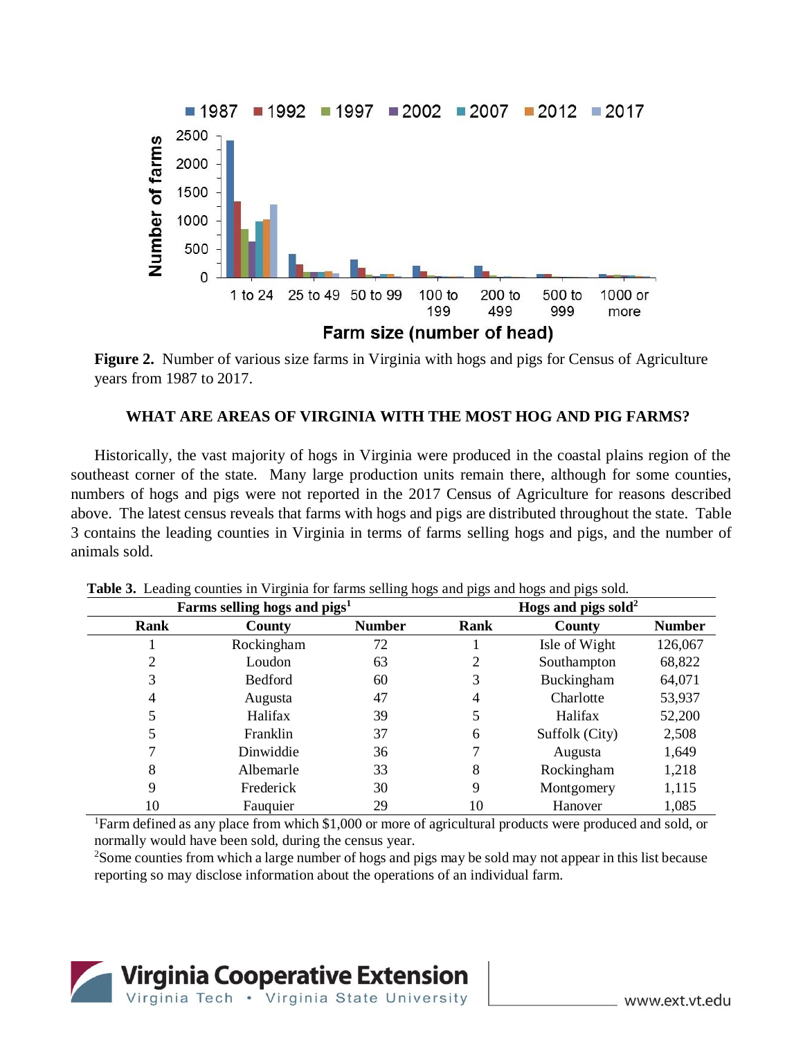**Figure 2.** Number of various size farms in Virginia with hogs and pigs for Census of Agriculture years from 1987 to 2017.

## WHAT ARE AREAS OF VIRGINIA WITH THE MOST HOG AND PIG FARMS?

Historically, the vast majority of hogs in Virginia were produced in the coastal plains region of the southeast corner of the state. Many large production units remain there, although for some counties, numbers of hogs and pigs were not reported in the 2017 Census of Agriculture for reasons described above. The latest census reveals that farms with hogs and pigs are distributed throughout the state. Table 3 contains the leading counties in Virginia in terms of farms selling hogs and pigs, and the number of animals sold.

**Table 3.** Leading counties in Virginia for farms selling hogs and pigs and hogs and pigs sold.

| Farms selling hogs and pigs[1] | | | Hogs and pigs sold[2] | | |
|---|---|---|---|---|---|
| **Rank** | **County** | **Number** | **Rank** | **County** | **Number** |
| 1 | Rockingham | 72 | 1 | Isle of Wight | 126,067 |
| 2 | Loudon | 63 | 2 | Southampton | 68,822 |
| 3 | Bedford | 60 | 3 | Buckingham | 64,071 |
| 4 | Augusta | 47 | 4 | Charlotte | 53,937 |
| 5 | Halifax | 39 | 5 | Halifax | 52,200 |
| 5 | Franklin | 37 | 6 | Suffolk (City) | 2,508 |
| 7 | Dinwiddie | 36 | 7 | Augusta | 1,649 |
| 8 | Albemarle | 33 | 8 | Rockingham | 1,218 |
| 9 | Frederick | 30 | 9 | Montgomery | 1,115 |
| 10 | Fauquier | 29 | 10 | Hanover | 1,085 |

[1]Farm defined as any place from which $1,000 or more of agricultural products were produced and sold, or normally would have been sold, during the census year.

[2]Some counties from which a large number of hogs and pigs may be sold may not appear in this list because reporting so may disclose information about the operations of an individual farm.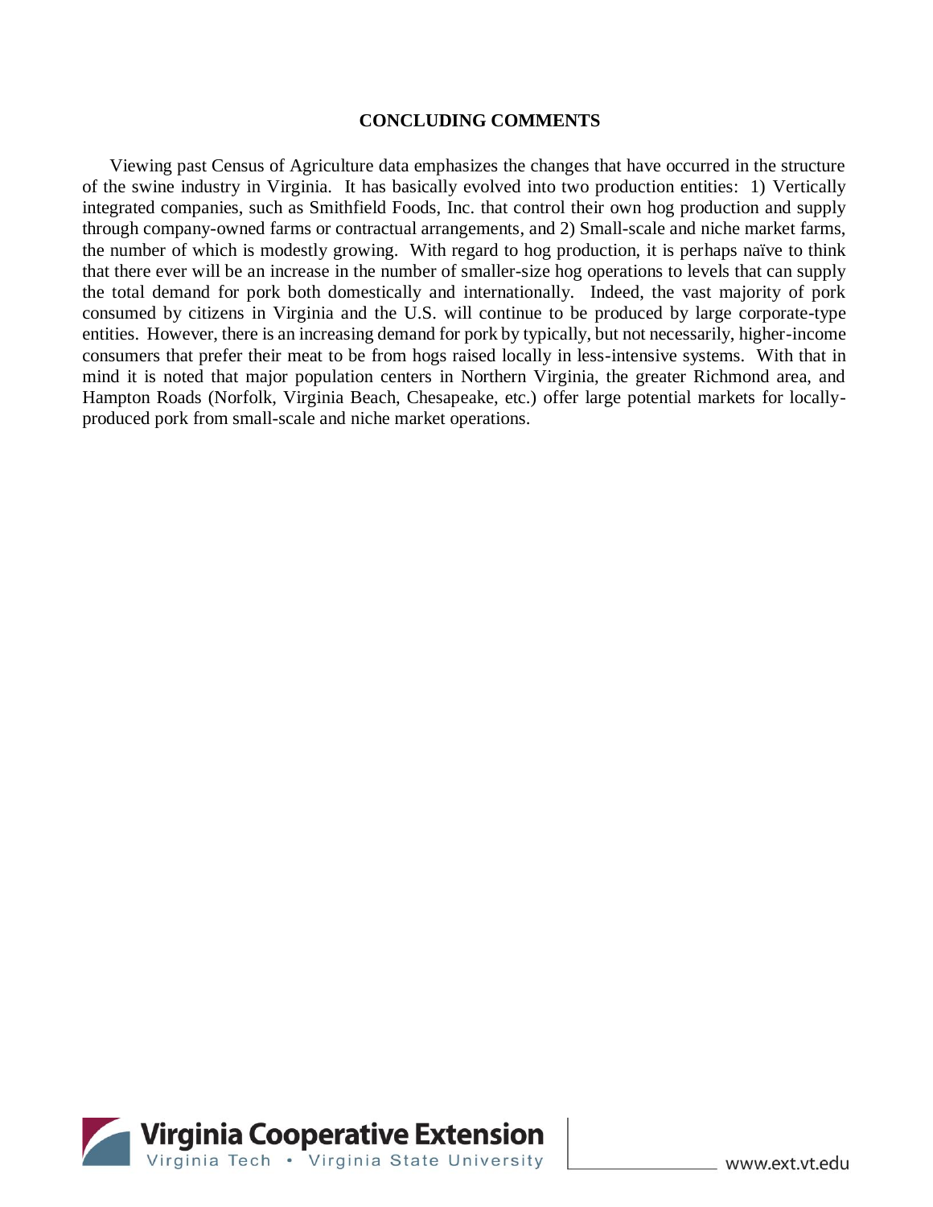## CONCLUDING COMMENTS

Viewing past Census of Agriculture data emphasizes the changes that have occurred in the structure of the swine industry in Virginia. It has basically evolved into two production entities: 1) Vertically integrated companies, such as Smithfield Foods, Inc. that control their own hog production and supply through company-owned farms or contractual arrangements, and 2) Small-scale and niche market farms, the number of which is modestly growing. With regard to hog production, it is perhaps naïve to think that there ever will be an increase in the number of smaller-size hog operations to levels that can supply the total demand for pork both domestically and internationally. Indeed, the vast majority of pork consumed by citizens in Virginia and the U.S. will continue to be produced by large corporate-type entities. However, there is an increasing demand for pork by typically, but not necessarily, higher-income consumers that prefer their meat to be from hogs raised locally in less-intensive systems. With that in mind it is noted that major population centers in Northern Virginia, the greater Richmond area, and Hampton Roads (Norfolk, Virginia Beach, Chesapeake, etc.) offer large potential markets for locally-produced pork from small-scale and niche market operations.